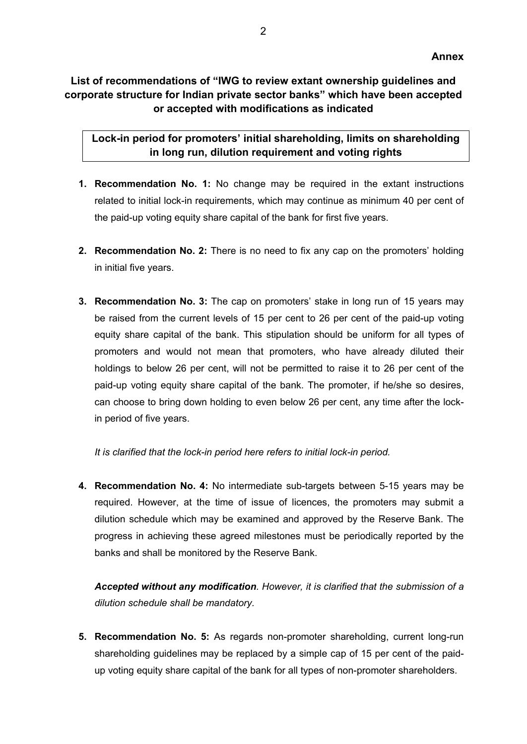**Annex**

## List of recommendations of "IWG to review extant ownership guidelines and corporate structure for Indian private sector banks" which have been accepted or accepted with modifications as indicated

### Lock-in period for promoters' initial shareholding, limits on shareholding in long run, dilution requirement and voting rights

1. **Recommendation No. 1:** No change may be required in the extant instructions related to initial lock-in requirements, which may continue as minimum 40 per cent of the paid-up voting equity share capital of the bank for first five years.

2. **Recommendation No. 2:** There is no need to fix any cap on the promoters' holding in initial five years.

3. **Recommendation No. 3:** The cap on promoters' stake in long run of 15 years may be raised from the current levels of 15 per cent to 26 per cent of the paid-up voting equity share capital of the bank. This stipulation should be uniform for all types of promoters and would not mean that promoters, who have already diluted their holdings to below 26 per cent, will not be permitted to raise it to 26 per cent of the paid-up voting equity share capital of the bank. The promoter, if he/she so desires, can choose to bring down holding to even below 26 per cent, any time after the lock-in period of five years.

   *It is clarified that the lock-in period here refers to initial lock-in period.*

4. **Recommendation No. 4:** No intermediate sub-targets between 5-15 years may be required. However, at the time of issue of licences, the promoters may submit a dilution schedule which may be examined and approved by the Reserve Bank. The progress in achieving these agreed milestones must be periodically reported by the banks and shall be monitored by the Reserve Bank.

   ***Accepted without any modification**. However, it is clarified that the submission of a dilution schedule shall be mandatory.*

5. **Recommendation No. 5:** As regards non-promoter shareholding, current long-run shareholding guidelines may be replaced by a simple cap of 15 per cent of the paid-up voting equity share capital of the bank for all types of non-promoter shareholders.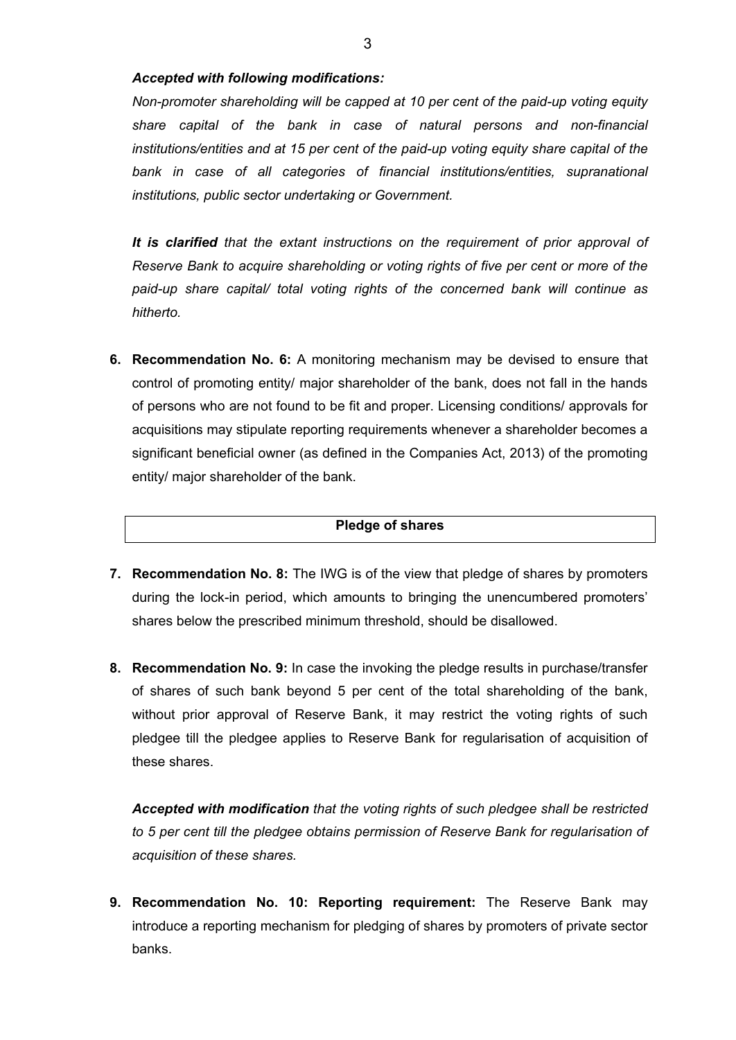***Accepted with following modifications:***

*Non-promoter shareholding will be capped at 10 per cent of the paid-up voting equity share capital of the bank in case of natural persons and non-financial institutions/entities and at 15 per cent of the paid-up voting equity share capital of the bank in case of all categories of financial institutions/entities, supranational institutions, public sector undertaking or Government.*

***It is clarified** that the extant instructions on the requirement of prior approval of Reserve Bank to acquire shareholding or voting rights of five per cent or more of the paid-up share capital/ total voting rights of the concerned bank will continue as hitherto.*

6. **Recommendation No. 6:** A monitoring mechanism may be devised to ensure that control of promoting entity/ major shareholder of the bank, does not fall in the hands of persons who are not found to be fit and proper. Licensing conditions/ approvals for acquisitions may stipulate reporting requirements whenever a shareholder becomes a significant beneficial owner (as defined in the Companies Act, 2013) of the promoting entity/ major shareholder of the bank.

**Pledge of shares**

7. **Recommendation No. 8:** The IWG is of the view that pledge of shares by promoters during the lock-in period, which amounts to bringing the unencumbered promoters' shares below the prescribed minimum threshold, should be disallowed.

8. **Recommendation No. 9:** In case the invoking the pledge results in purchase/transfer of shares of such bank beyond 5 per cent of the total shareholding of the bank, without prior approval of Reserve Bank, it may restrict the voting rights of such pledgee till the pledgee applies to Reserve Bank for regularisation of acquisition of these shares.

   ***Accepted with modification** that the voting rights of such pledgee shall be restricted to 5 per cent till the pledgee obtains permission of Reserve Bank for regularisation of acquisition of these shares.*

9. **Recommendation No. 10: Reporting requirement:** The Reserve Bank may introduce a reporting mechanism for pledging of shares by promoters of private sector banks.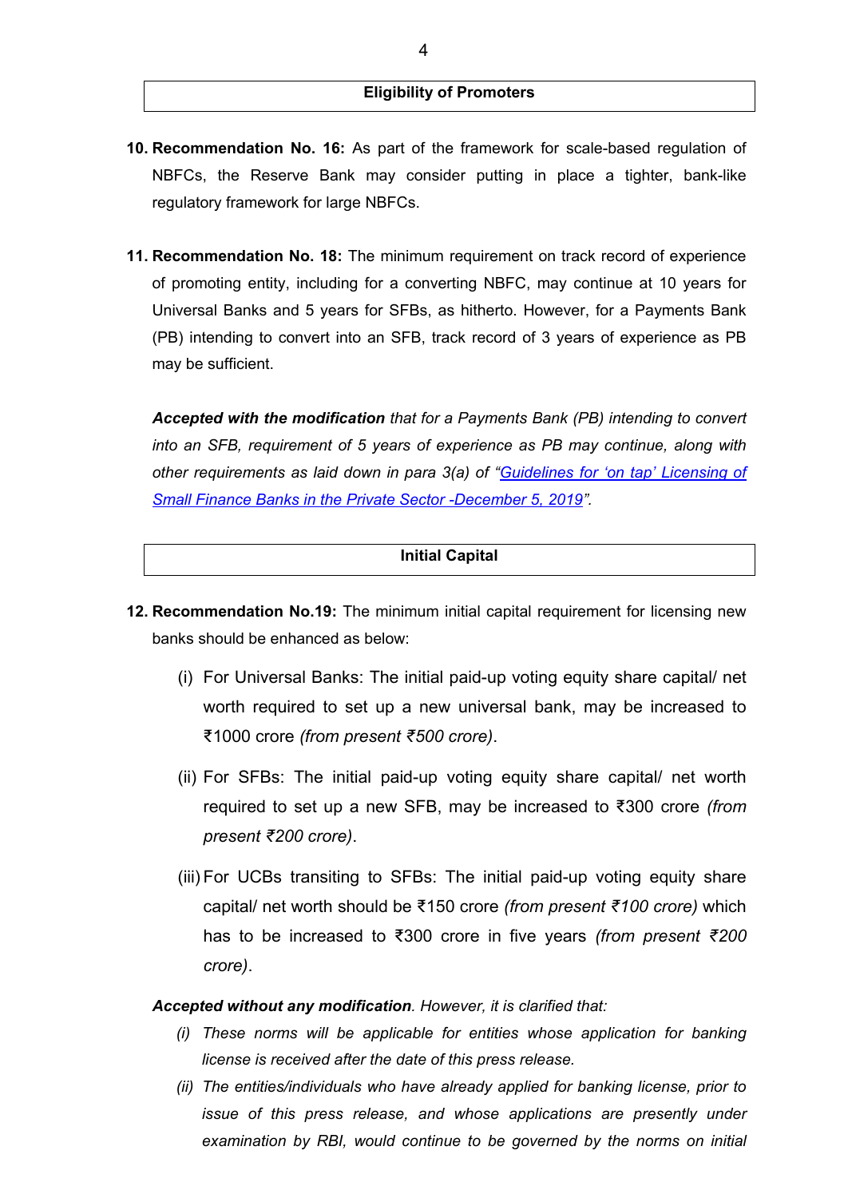## Eligibility of Promoters

**10. Recommendation No. 16:** As part of the framework for scale-based regulation of NBFCs, the Reserve Bank may consider putting in place a tighter, bank-like regulatory framework for large NBFCs.

**11. Recommendation No. 18:** The minimum requirement on track record of experience of promoting entity, including for a converting NBFC, may continue at 10 years for Universal Banks and 5 years for SFBs, as hitherto. However, for a Payments Bank (PB) intending to convert into an SFB, track record of 3 years of experience as PB may be sufficient.

***Accepted with the modification*** *that for a Payments Bank (PB) intending to convert into an SFB, requirement of 5 years of experience as PB may continue, along with other requirements as laid down in para 3(a) of "[Guidelines for 'on tap' Licensing of Small Finance Banks in the Private Sector -December 5, 2019](#)".*

## Initial Capital

**12. Recommendation No.19:** The minimum initial capital requirement for licensing new banks should be enhanced as below:

(i) For Universal Banks: The initial paid-up voting equity share capital/ net worth required to set up a new universal bank, may be increased to ₹1000 crore *(from present ₹500 crore)*.

(ii) For SFBs: The initial paid-up voting equity share capital/ net worth required to set up a new SFB, may be increased to ₹300 crore *(from present ₹200 crore)*.

(iii) For UCBs transiting to SFBs: The initial paid-up voting equity share capital/ net worth should be ₹150 crore *(from present ₹100 crore)* which has to be increased to ₹300 crore in five years *(from present ₹200 crore)*.

***Accepted without any modification****. However, it is clarified that:*

*(i) These norms will be applicable for entities whose application for banking license is received after the date of this press release.*

*(ii) The entities/individuals who have already applied for banking license, prior to issue of this press release, and whose applications are presently under examination by RBI, would continue to be governed by the norms on initial*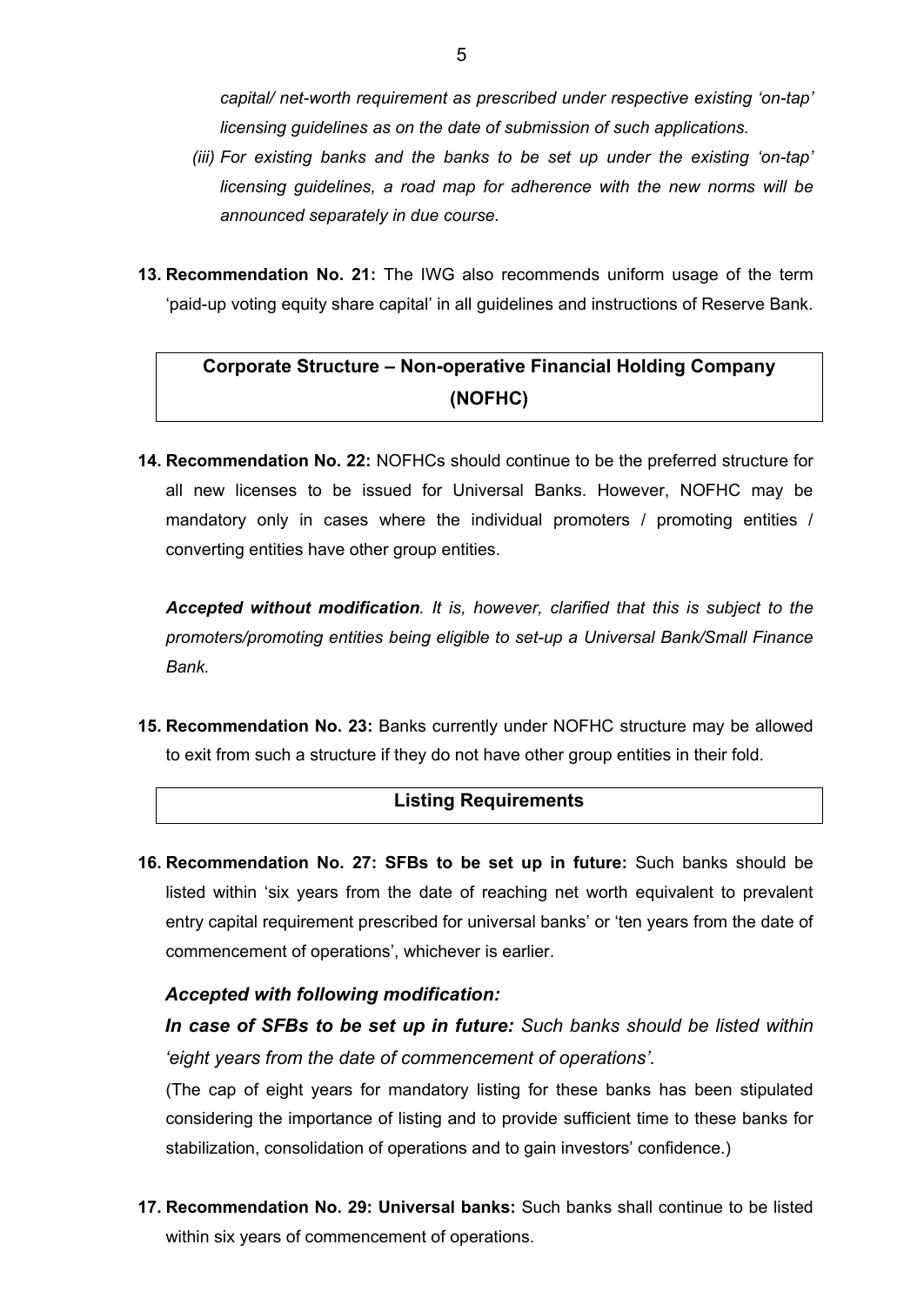*capital/ net-worth requirement as prescribed under respective existing 'on-tap' licensing guidelines as on the date of submission of such applications.*

*(iii) For existing banks and the banks to be set up under the existing 'on-tap' licensing guidelines, a road map for adherence with the new norms will be announced separately in due course.*

**13. Recommendation No. 21:** The IWG also recommends uniform usage of the term 'paid-up voting equity share capital' in all guidelines and instructions of Reserve Bank.

## Corporate Structure – Non-operative Financial Holding Company (NOFHC)

**14. Recommendation No. 22:** NOFHCs should continue to be the preferred structure for all new licenses to be issued for Universal Banks. However, NOFHC may be mandatory only in cases where the individual promoters / promoting entities / converting entities have other group entities.

***Accepted without modification**. It is, however, clarified that this is subject to the promoters/promoting entities being eligible to set-up a Universal Bank/Small Finance Bank.*

**15. Recommendation No. 23:** Banks currently under NOFHC structure may be allowed to exit from such a structure if they do not have other group entities in their fold.

## Listing Requirements

**16. Recommendation No. 27: SFBs to be set up in future:** Such banks should be listed within 'six years from the date of reaching net worth equivalent to prevalent entry capital requirement prescribed for universal banks' or 'ten years from the date of commencement of operations', whichever is earlier.

***Accepted with following modification:***

***In case of SFBs to be set up in future:** Such banks should be listed within 'eight years from the date of commencement of operations'.*

(The cap of eight years for mandatory listing for these banks has been stipulated considering the importance of listing and to provide sufficient time to these banks for stabilization, consolidation of operations and to gain investors' confidence.)

**17. Recommendation No. 29: Universal banks:** Such banks shall continue to be listed within six years of commencement of operations.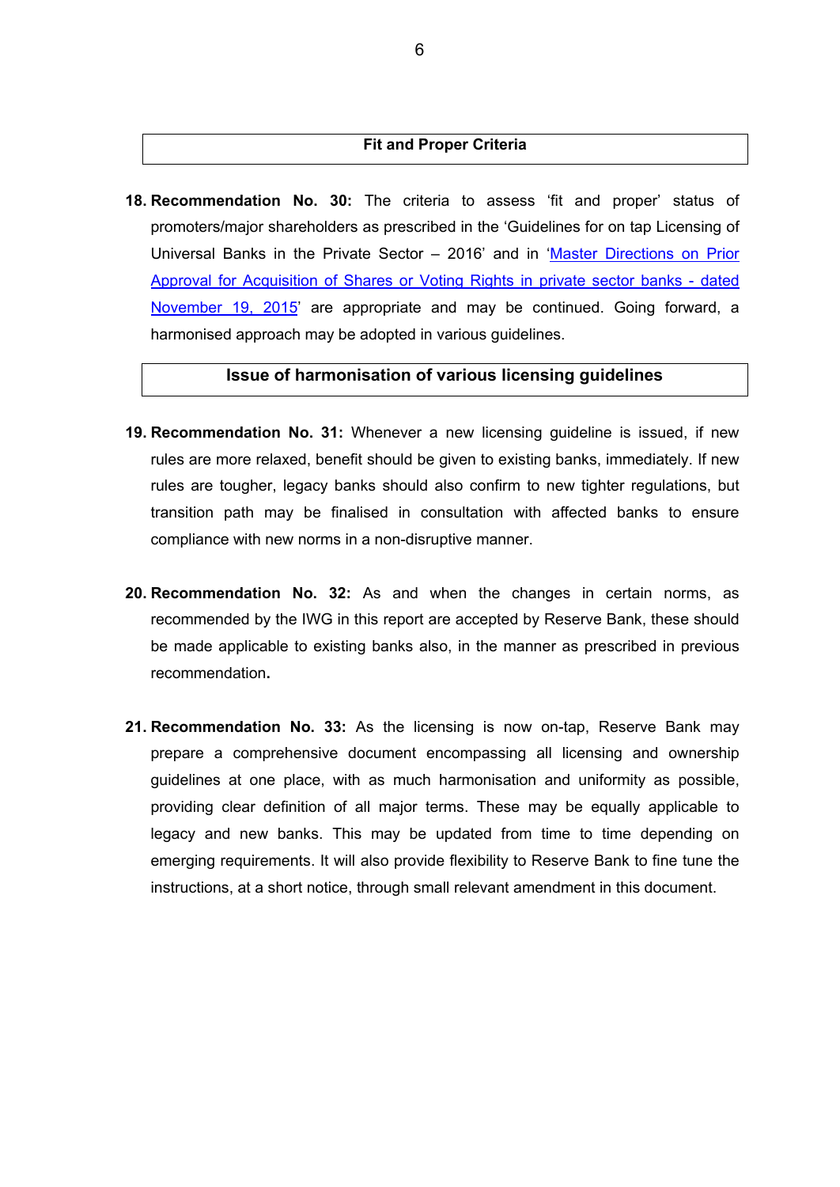## Fit and Proper Criteria

18. **Recommendation No. 30:** The criteria to assess 'fit and proper' status of promoters/major shareholders as prescribed in the 'Guidelines for on tap Licensing of Universal Banks in the Private Sector – 2016' and in 'Master Directions on Prior Approval for Acquisition of Shares or Voting Rights in private sector banks - dated November 19, 2015' are appropriate and may be continued. Going forward, a harmonised approach may be adopted in various guidelines.

## Issue of harmonisation of various licensing guidelines

19. **Recommendation No. 31:** Whenever a new licensing guideline is issued, if new rules are more relaxed, benefit should be given to existing banks, immediately. If new rules are tougher, legacy banks should also confirm to new tighter regulations, but transition path may be finalised in consultation with affected banks to ensure compliance with new norms in a non-disruptive manner.

20. **Recommendation No. 32:** As and when the changes in certain norms, as recommended by the IWG in this report are accepted by Reserve Bank, these should be made applicable to existing banks also, in the manner as prescribed in previous recommendation**.**

21. **Recommendation No. 33:** As the licensing is now on-tap, Reserve Bank may prepare a comprehensive document encompassing all licensing and ownership guidelines at one place, with as much harmonisation and uniformity as possible, providing clear definition of all major terms. These may be equally applicable to legacy and new banks. This may be updated from time to time depending on emerging requirements. It will also provide flexibility to Reserve Bank to fine tune the instructions, at a short notice, through small relevant amendment in this document.